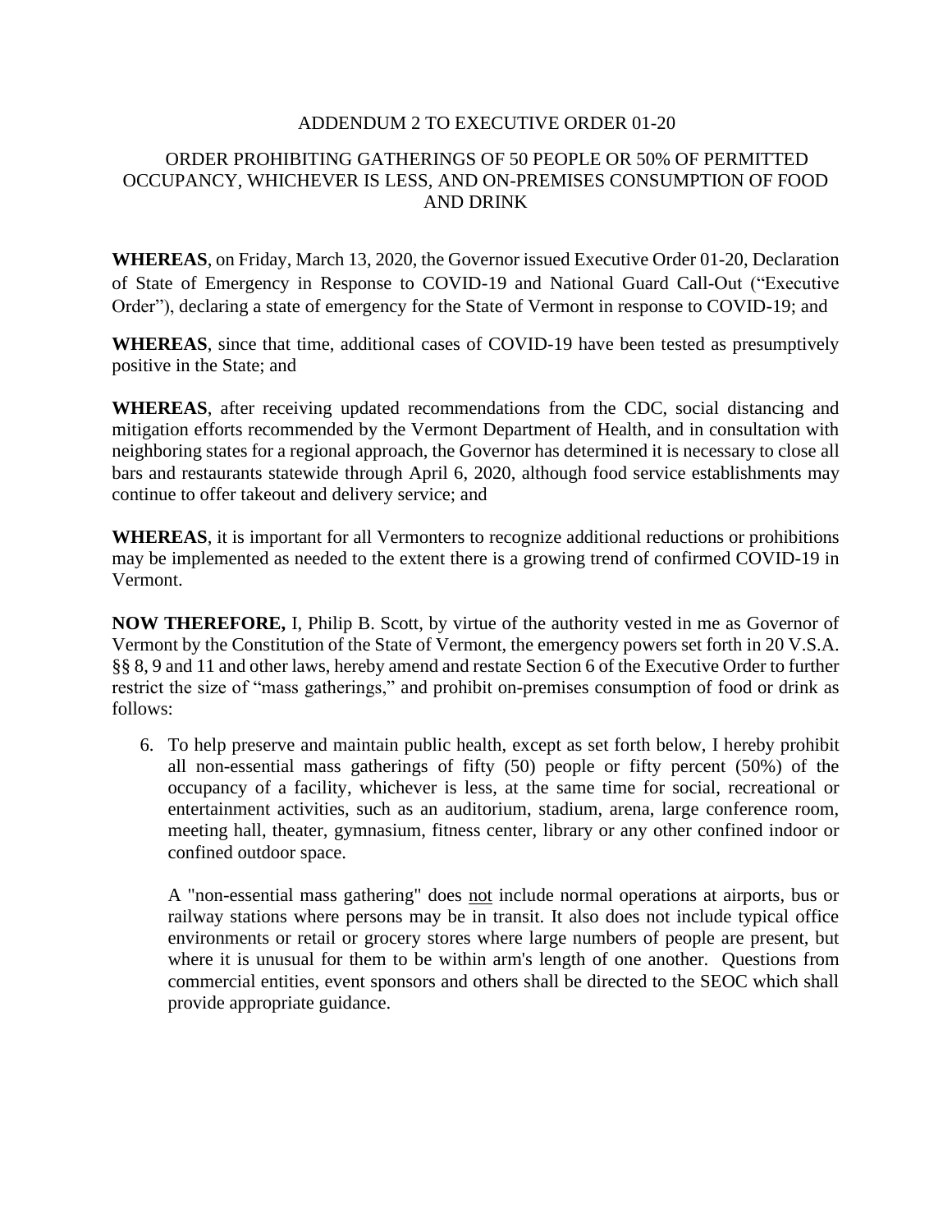# ADDENDUM 2 TO EXECUTIVE ORDER 01-20

## ORDER PROHIBITING GATHERINGS OF 50 PEOPLE OR 50% OF PERMITTED OCCUPANCY, WHICHEVER IS LESS, AND ON-PREMISES CONSUMPTION OF FOOD AND DRINK

**WHEREAS**, on Friday, March 13, 2020, the Governor issued Executive Order 01-20, Declaration of State of Emergency in Response to COVID-19 and National Guard Call-Out ("Executive Order"), declaring a state of emergency for the State of Vermont in response to COVID-19; and

**WHEREAS**, since that time, additional cases of COVID-19 have been tested as presumptively positive in the State; and

**WHEREAS**, after receiving updated recommendations from the CDC, social distancing and mitigation efforts recommended by the Vermont Department of Health, and in consultation with neighboring states for a regional approach, the Governor has determined it is necessary to close all bars and restaurants statewide through April 6, 2020, although food service establishments may continue to offer takeout and delivery service; and

**WHEREAS**, it is important for all Vermonters to recognize additional reductions or prohibitions may be implemented as needed to the extent there is a growing trend of confirmed COVID-19 in Vermont.

**NOW THEREFORE,** I, Philip B. Scott, by virtue of the authority vested in me as Governor of Vermont by the Constitution of the State of Vermont, the emergency powers set forth in 20 V.S.A. §§ 8, 9 and 11 and other laws, hereby amend and restate Section 6 of the Executive Order to further restrict the size of "mass gatherings," and prohibit on-premises consumption of food or drink as follows:

6. To help preserve and maintain public health, except as set forth below, I hereby prohibit all non-essential mass gatherings of fifty (50) people or fifty percent (50%) of the occupancy of a facility, whichever is less, at the same time for social, recreational or entertainment activities, such as an auditorium, stadium, arena, large conference room, meeting hall, theater, gymnasium, fitness center, library or any other confined indoor or confined outdoor space.

   A "non-essential mass gathering" does not include normal operations at airports, bus or railway stations where persons may be in transit. It also does not include typical office environments or retail or grocery stores where large numbers of people are present, but where it is unusual for them to be within arm's length of one another. Questions from commercial entities, event sponsors and others shall be directed to the SEOC which shall provide appropriate guidance.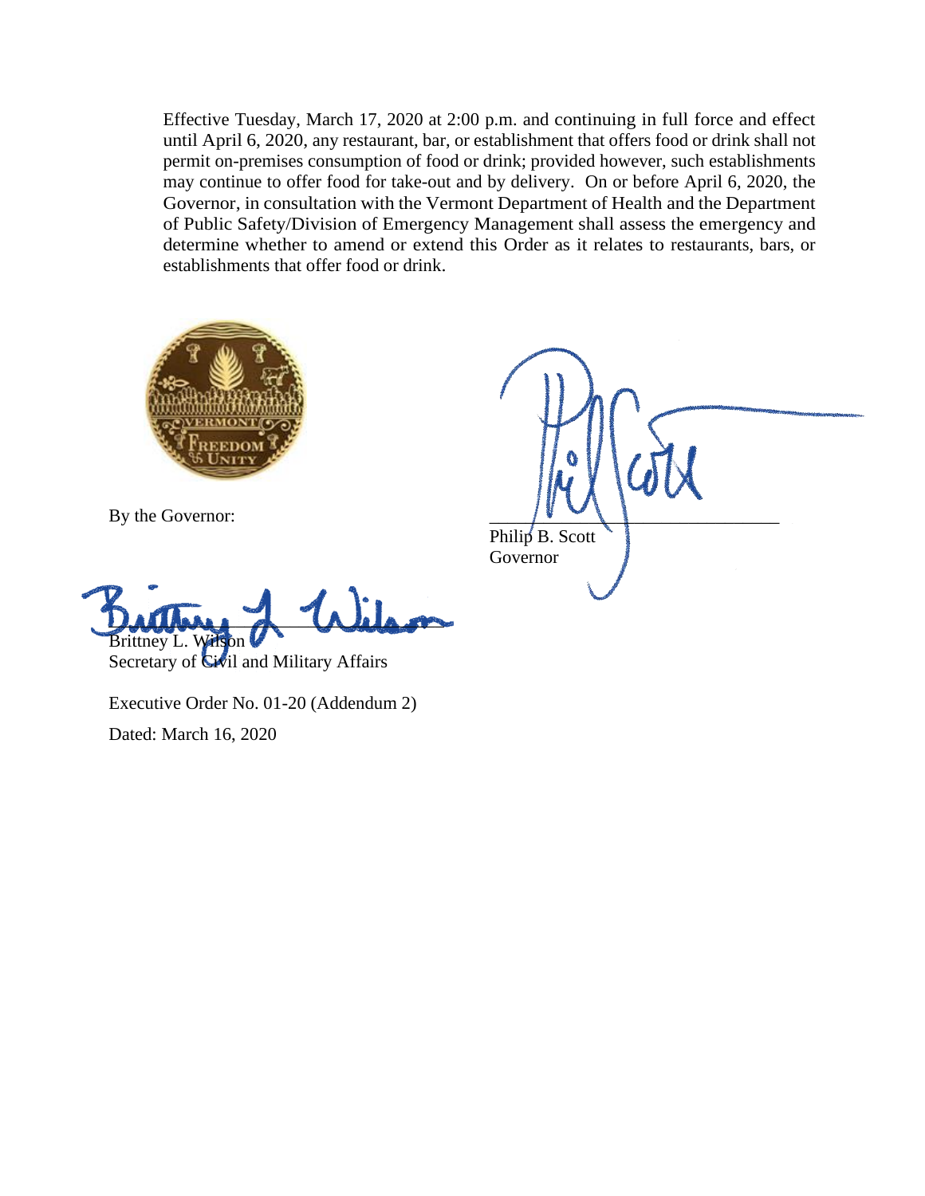Effective Tuesday, March 17, 2020 at 2:00 p.m. and continuing in full force and effect until April 6, 2020, any restaurant, bar, or establishment that offers food or drink shall not permit on-premises consumption of food or drink; provided however, such establishments may continue to offer food for take-out and by delivery. On or before April 6, 2020, the Governor, in consultation with the Vermont Department of Health and the Department of Public Safety/Division of Emergency Management shall assess the emergency and determine whether to amend or extend this Order as it relates to restaurants, bars, or establishments that offer food or drink.

By the Governor:

Philip B. Scott
Governor

Brittney L. Wilson
Secretary of Civil and Military Affairs

Executive Order No. 01-20 (Addendum 2)

Dated: March 16, 2020